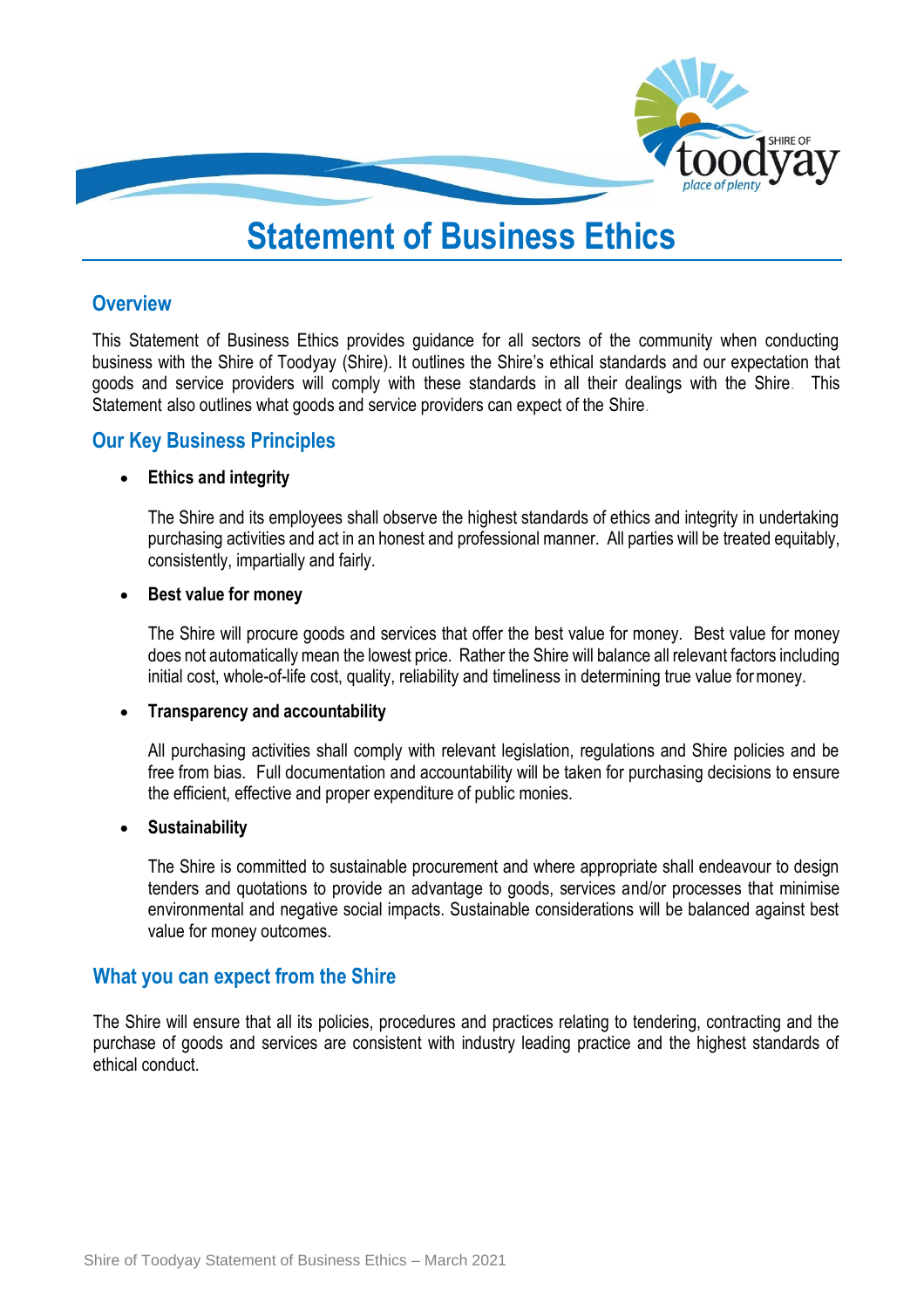# Statement of Business Ethics

## Overview

This Statement of Business Ethics provides guidance for all sectors of the community when conducting business with the Shire of Toodyay (Shire). It outlines the Shire's ethical standards and our expectation that goods and service providers will comply with these standards in all their dealings with the Shire. This Statement also outlines what goods and service providers can expect of the Shire.

## Our Key Business Principles

- **Ethics and integrity**

  The Shire and its employees shall observe the highest standards of ethics and integrity in undertaking purchasing activities and act in an honest and professional manner. All parties will be treated equitably, consistently, impartially and fairly.

- **Best value for money**

  The Shire will procure goods and services that offer the best value for money. Best value for money does not automatically mean the lowest price. Rather the Shire will balance all relevant factors including initial cost, whole-of-life cost, quality, reliability and timeliness in determining true value for money.

- **Transparency and accountability**

  All purchasing activities shall comply with relevant legislation, regulations and Shire policies and be free from bias. Full documentation and accountability will be taken for purchasing decisions to ensure the efficient, effective and proper expenditure of public monies.

- **Sustainability**

  The Shire is committed to sustainable procurement and where appropriate shall endeavour to design tenders and quotations to provide an advantage to goods, services and/or processes that minimise environmental and negative social impacts. Sustainable considerations will be balanced against best value for money outcomes.

## What you can expect from the Shire

The Shire will ensure that all its policies, procedures and practices relating to tendering, contracting and the purchase of goods and services are consistent with industry leading practice and the highest standards of ethical conduct.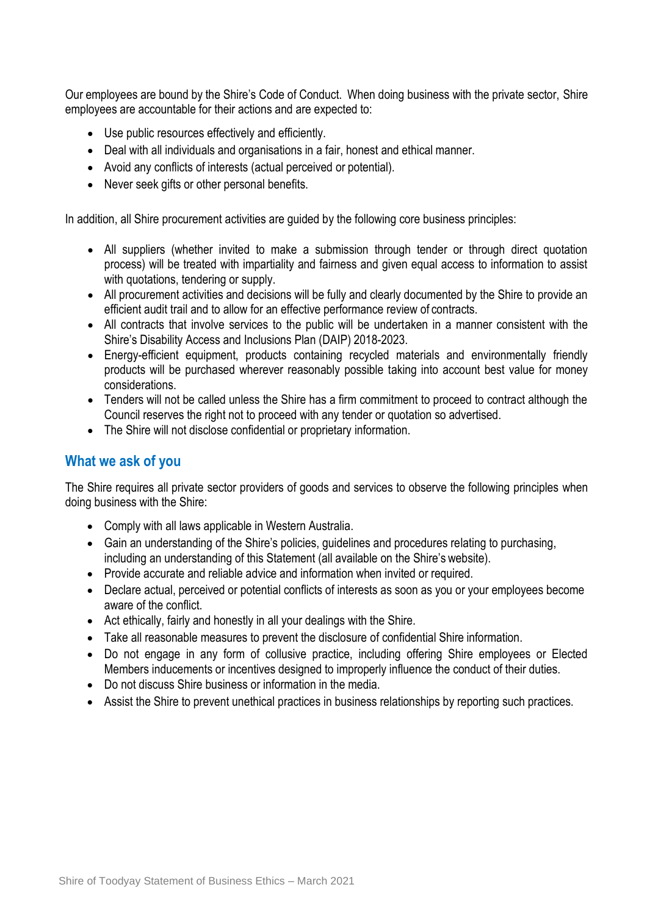Our employees are bound by the Shire's Code of Conduct. When doing business with the private sector, Shire employees are accountable for their actions and are expected to:

- Use public resources effectively and efficiently.
- Deal with all individuals and organisations in a fair, honest and ethical manner.
- Avoid any conflicts of interests (actual perceived or potential).
- Never seek gifts or other personal benefits.

In addition, all Shire procurement activities are guided by the following core business principles:

- All suppliers (whether invited to make a submission through tender or through direct quotation process) will be treated with impartiality and fairness and given equal access to information to assist with quotations, tendering or supply.
- All procurement activities and decisions will be fully and clearly documented by the Shire to provide an efficient audit trail and to allow for an effective performance review of contracts.
- All contracts that involve services to the public will be undertaken in a manner consistent with the Shire's Disability Access and Inclusions Plan (DAIP) 2018-2023.
- Energy-efficient equipment, products containing recycled materials and environmentally friendly products will be purchased wherever reasonably possible taking into account best value for money considerations.
- Tenders will not be called unless the Shire has a firm commitment to proceed to contract although the Council reserves the right not to proceed with any tender or quotation so advertised.
- The Shire will not disclose confidential or proprietary information.

## What we ask of you

The Shire requires all private sector providers of goods and services to observe the following principles when doing business with the Shire:

- Comply with all laws applicable in Western Australia.
- Gain an understanding of the Shire's policies, guidelines and procedures relating to purchasing, including an understanding of this Statement (all available on the Shire's website).
- Provide accurate and reliable advice and information when invited or required.
- Declare actual, perceived or potential conflicts of interests as soon as you or your employees become aware of the conflict.
- Act ethically, fairly and honestly in all your dealings with the Shire.
- Take all reasonable measures to prevent the disclosure of confidential Shire information.
- Do not engage in any form of collusive practice, including offering Shire employees or Elected Members inducements or incentives designed to improperly influence the conduct of their duties.
- Do not discuss Shire business or information in the media.
- Assist the Shire to prevent unethical practices in business relationships by reporting such practices.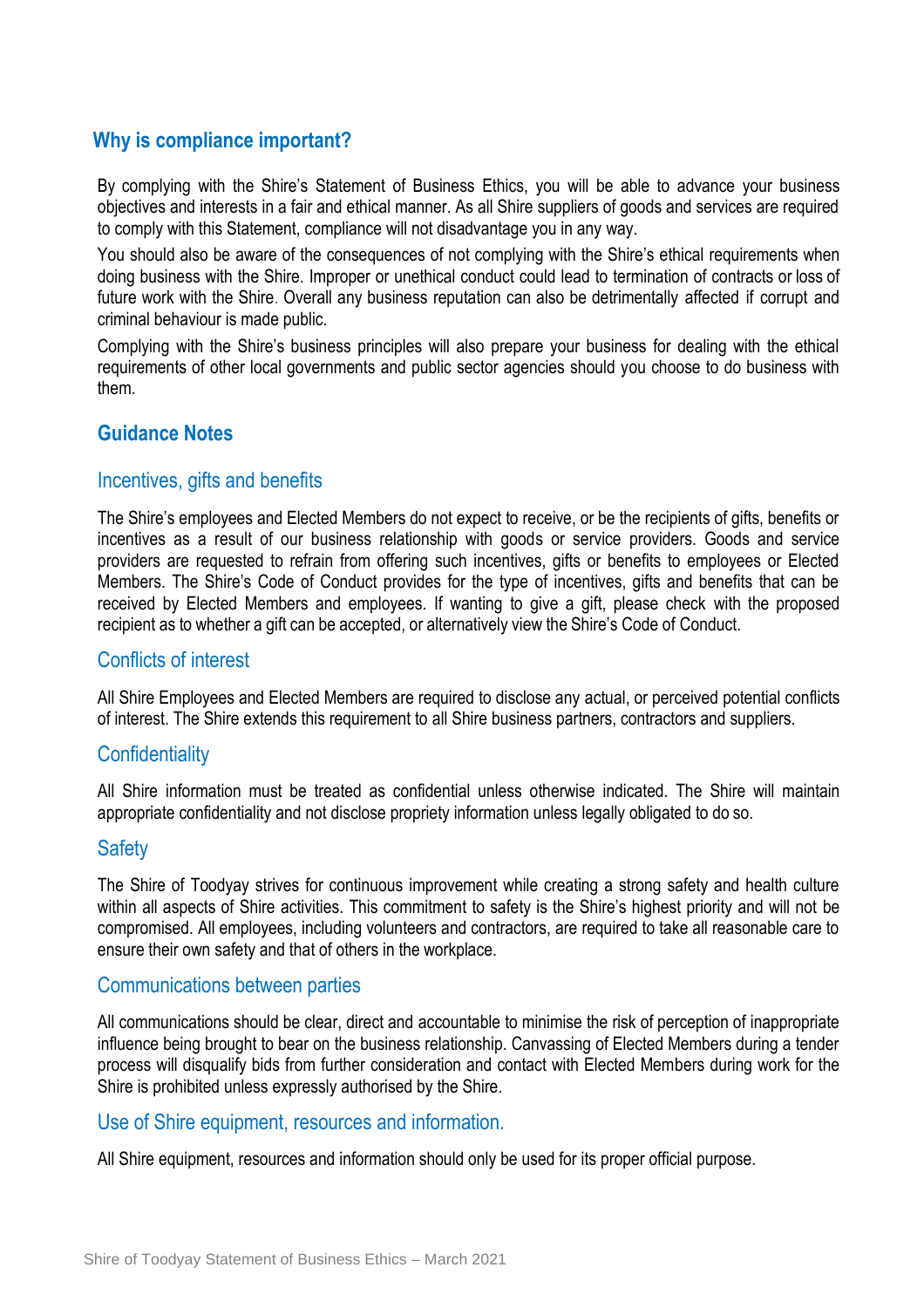## Why is compliance important?

By complying with the Shire's Statement of Business Ethics, you will be able to advance your business objectives and interests in a fair and ethical manner. As all Shire suppliers of goods and services are required to comply with this Statement, compliance will not disadvantage you in any way.

You should also be aware of the consequences of not complying with the Shire's ethical requirements when doing business with the Shire. Improper or unethical conduct could lead to termination of contracts or loss of future work with the Shire. Overall any business reputation can also be detrimentally affected if corrupt and criminal behaviour is made public.

Complying with the Shire's business principles will also prepare your business for dealing with the ethical requirements of other local governments and public sector agencies should you choose to do business with them.

## Guidance Notes

### Incentives, gifts and benefits

The Shire's employees and Elected Members do not expect to receive, or be the recipients of gifts, benefits or incentives as a result of our business relationship with goods or service providers. Goods and service providers are requested to refrain from offering such incentives, gifts or benefits to employees or Elected Members. The Shire's Code of Conduct provides for the type of incentives, gifts and benefits that can be received by Elected Members and employees. If wanting to give a gift, please check with the proposed recipient as to whether a gift can be accepted, or alternatively view the Shire's Code of Conduct.

### Conflicts of interest

All Shire Employees and Elected Members are required to disclose any actual, or perceived potential conflicts of interest. The Shire extends this requirement to all Shire business partners, contractors and suppliers.

### Confidentiality

All Shire information must be treated as confidential unless otherwise indicated. The Shire will maintain appropriate confidentiality and not disclose propriety information unless legally obligated to do so.

### Safety

The Shire of Toodyay strives for continuous improvement while creating a strong safety and health culture within all aspects of Shire activities. This commitment to safety is the Shire's highest priority and will not be compromised. All employees, including volunteers and contractors, are required to take all reasonable care to ensure their own safety and that of others in the workplace.

### Communications between parties

All communications should be clear, direct and accountable to minimise the risk of perception of inappropriate influence being brought to bear on the business relationship. Canvassing of Elected Members during a tender process will disqualify bids from further consideration and contact with Elected Members during work for the Shire is prohibited unless expressly authorised by the Shire.

### Use of Shire equipment, resources and information.

All Shire equipment, resources and information should only be used for its proper official purpose.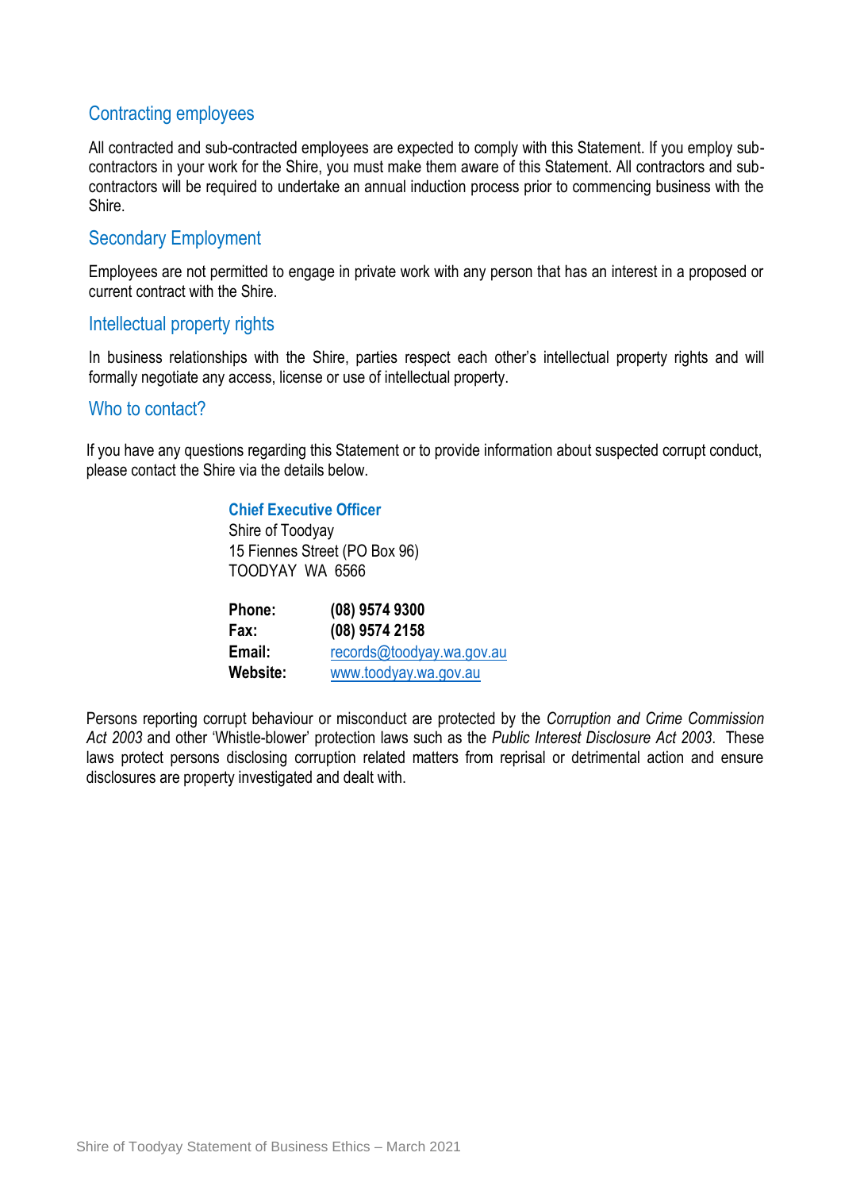## Contracting employees

All contracted and sub-contracted employees are expected to comply with this Statement. If you employ sub-contractors in your work for the Shire, you must make them aware of this Statement. All contractors and sub-contractors will be required to undertake an annual induction process prior to commencing business with the Shire.

## Secondary Employment

Employees are not permitted to engage in private work with any person that has an interest in a proposed or current contract with the Shire.

## Intellectual property rights

In business relationships with the Shire, parties respect each other's intellectual property rights and will formally negotiate any access, license or use of intellectual property.

## Who to contact?

If you have any questions regarding this Statement or to provide information about suspected corrupt conduct, please contact the Shire via the details below.

**Chief Executive Officer**
Shire of Toodyay
15 Fiennes Street (PO Box 96)
TOODYAY WA 6566

| | |
|---|---|
| **Phone:** | **(08) 9574 9300** |
| **Fax:** | **(08) 9574 2158** |
| **Email:** | records@toodyay.wa.gov.au |
| **Website:** | www.toodyay.wa.gov.au |

Persons reporting corrupt behaviour or misconduct are protected by the *Corruption and Crime Commission Act 2003* and other 'Whistle-blower' protection laws such as the *Public Interest Disclosure Act 2003*. These laws protect persons disclosing corruption related matters from reprisal or detrimental action and ensure disclosures are property investigated and dealt with.